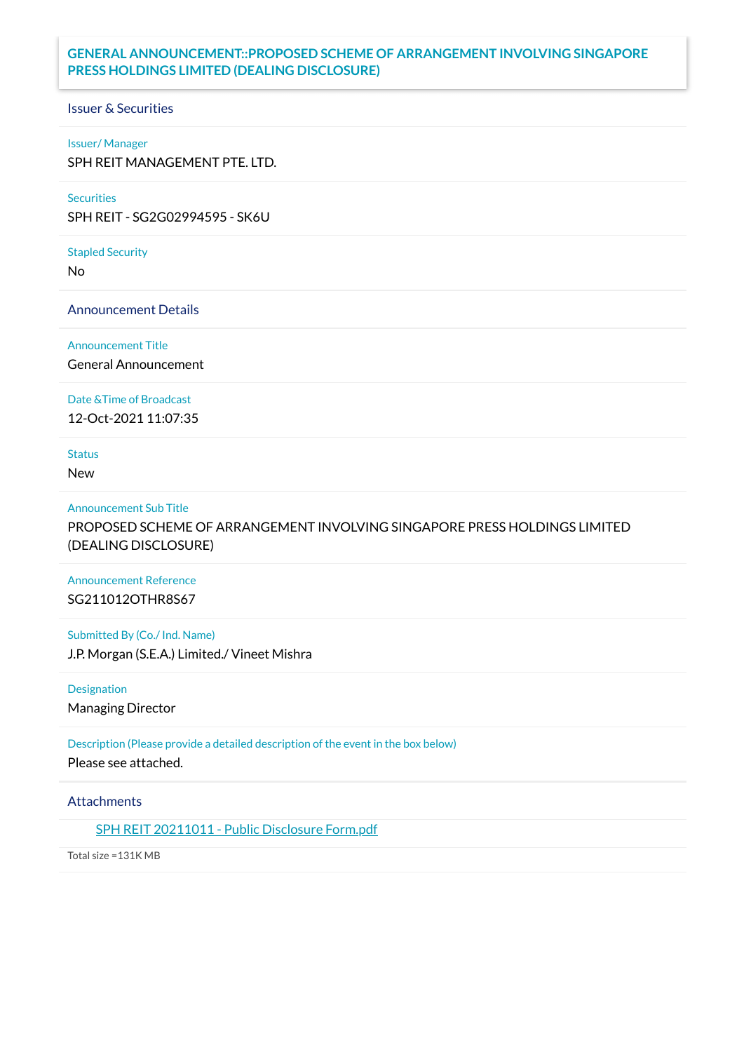# GENERAL ANNOUNCEMENT::PROPOSED SCHEME OF ARRANGEMENT INVOLVING SINGAPORE PRESS HOLDINGS LIMITED (DEALING DISCLOSURE)

## Issuer & Securities

**Issuer/ Manager**

SPH REIT MANAGEMENT PTE. LTD.

**Securities**

SPH REIT - SG2G02994595 - SK6U

**Stapled Security**

No

## Announcement Details

**Announcement Title**

General Announcement

**Date &Time of Broadcast**

12-Oct-2021 11:07:35

**Status**

New

**Announcement Sub Title**

PROPOSED SCHEME OF ARRANGEMENT INVOLVING SINGAPORE PRESS HOLDINGS LIMITED (DEALING DISCLOSURE)

**Announcement Reference**

SG211012OTHR8S67

**Submitted By (Co./ Ind. Name)**

J.P. Morgan (S.E.A.) Limited./ Vineet Mishra

**Designation**

Managing Director

**Description (Please provide a detailed description of the event in the box below)**

Please see attached.

## Attachments

SPH REIT 20211011 - Public Disclosure Form.pdf

Total size =131K MB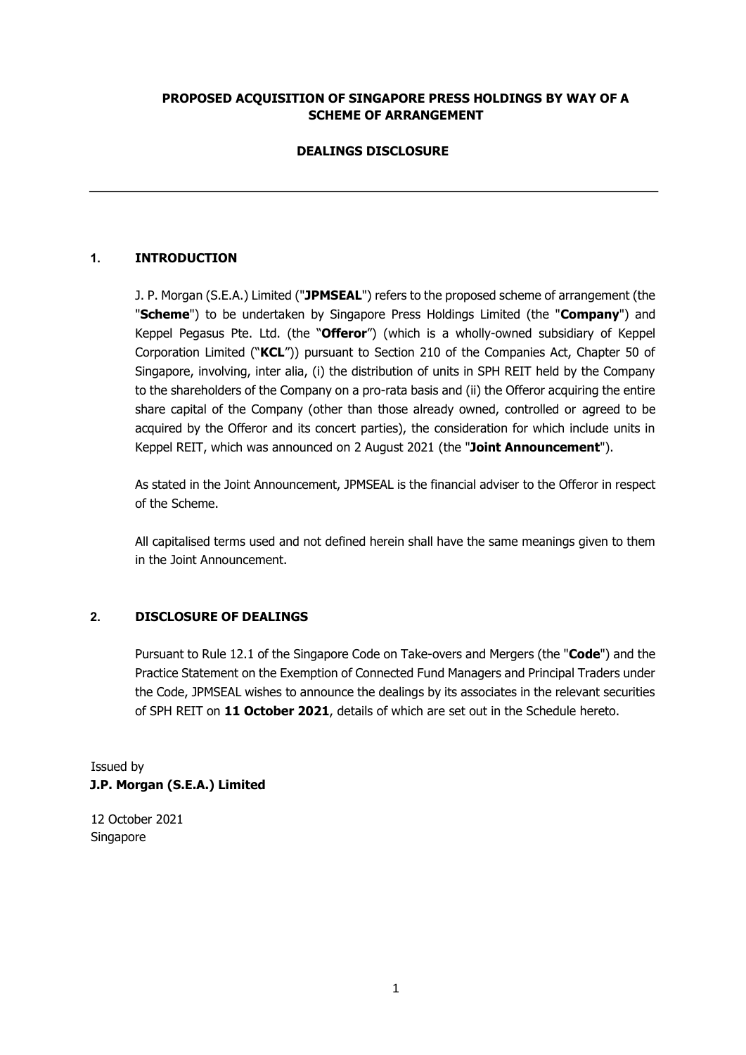**PROPOSED ACQUISITION OF SINGAPORE PRESS HOLDINGS BY WAY OF A SCHEME OF ARRANGEMENT**

**DEALINGS DISCLOSURE**

---

## 1. INTRODUCTION

J. P. Morgan (S.E.A.) Limited ("**JPMSEAL**") refers to the proposed scheme of arrangement (the "**Scheme**") to be undertaken by Singapore Press Holdings Limited (the "**Company**") and Keppel Pegasus Pte. Ltd. (the "**Offeror**") (which is a wholly-owned subsidiary of Keppel Corporation Limited ("**KCL**")) pursuant to Section 210 of the Companies Act, Chapter 50 of Singapore, involving, inter alia, (i) the distribution of units in SPH REIT held by the Company to the shareholders of the Company on a pro-rata basis and (ii) the Offeror acquiring the entire share capital of the Company (other than those already owned, controlled or agreed to be acquired by the Offeror and its concert parties), the consideration for which include units in Keppel REIT, which was announced on 2 August 2021 (the "**Joint Announcement**").

As stated in the Joint Announcement, JPMSEAL is the financial adviser to the Offeror in respect of the Scheme.

All capitalised terms used and not defined herein shall have the same meanings given to them in the Joint Announcement.

## 2. DISCLOSURE OF DEALINGS

Pursuant to Rule 12.1 of the Singapore Code on Take-overs and Mergers (the "**Code**") and the Practice Statement on the Exemption of Connected Fund Managers and Principal Traders under the Code, JPMSEAL wishes to announce the dealings by its associates in the relevant securities of SPH REIT on **11 October 2021**, details of which are set out in the Schedule hereto.

Issued by
**J.P. Morgan (S.E.A.) Limited**

12 October 2021
Singapore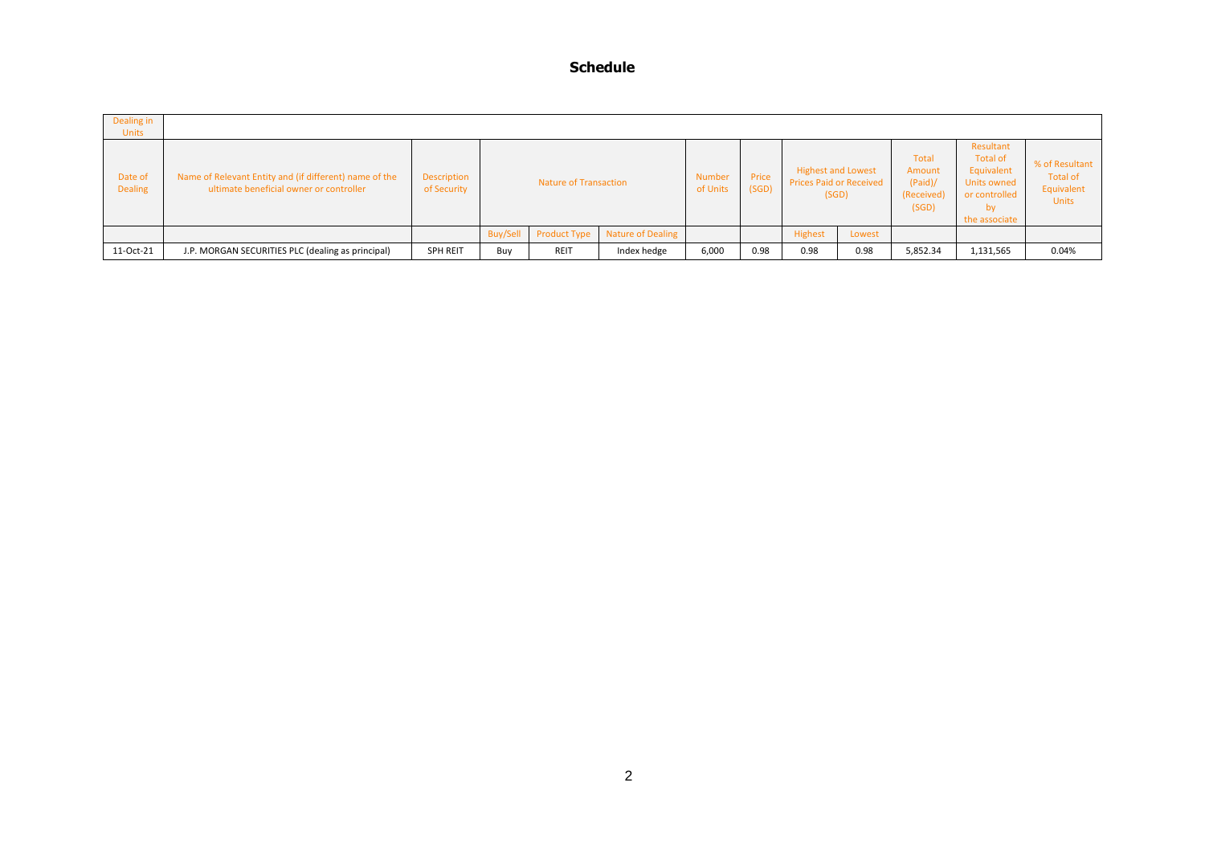## Schedule

| Dealing in Units | | | | | | | | | | | | | |
|---|---|---|---|---|---|---|---|---|---|---|---|---|---|
| Date of Dealing | Name of Relevant Entity and (if different) name of the ultimate beneficial owner or controller | Description of Security | Nature of Transaction | | | Number of Units | Price (SGD) | Highest and Lowest Prices Paid or Received (SGD) | | Total Amount (Paid)/ (Received) (SGD) | Resultant Total of Equivalent Units owned or controlled by the associate | % of Resultant Total of Equivalent Units |
| | | | Buy/Sell | Product Type | Nature of Dealing | | | Highest | Lowest | | | |
| 11-Oct-21 | J.P. MORGAN SECURITIES PLC (dealing as principal) | SPH REIT | Buy | REIT | Index hedge | 6,000 | 0.98 | 0.98 | 0.98 | 5,852.34 | 1,131,565 | 0.04% |